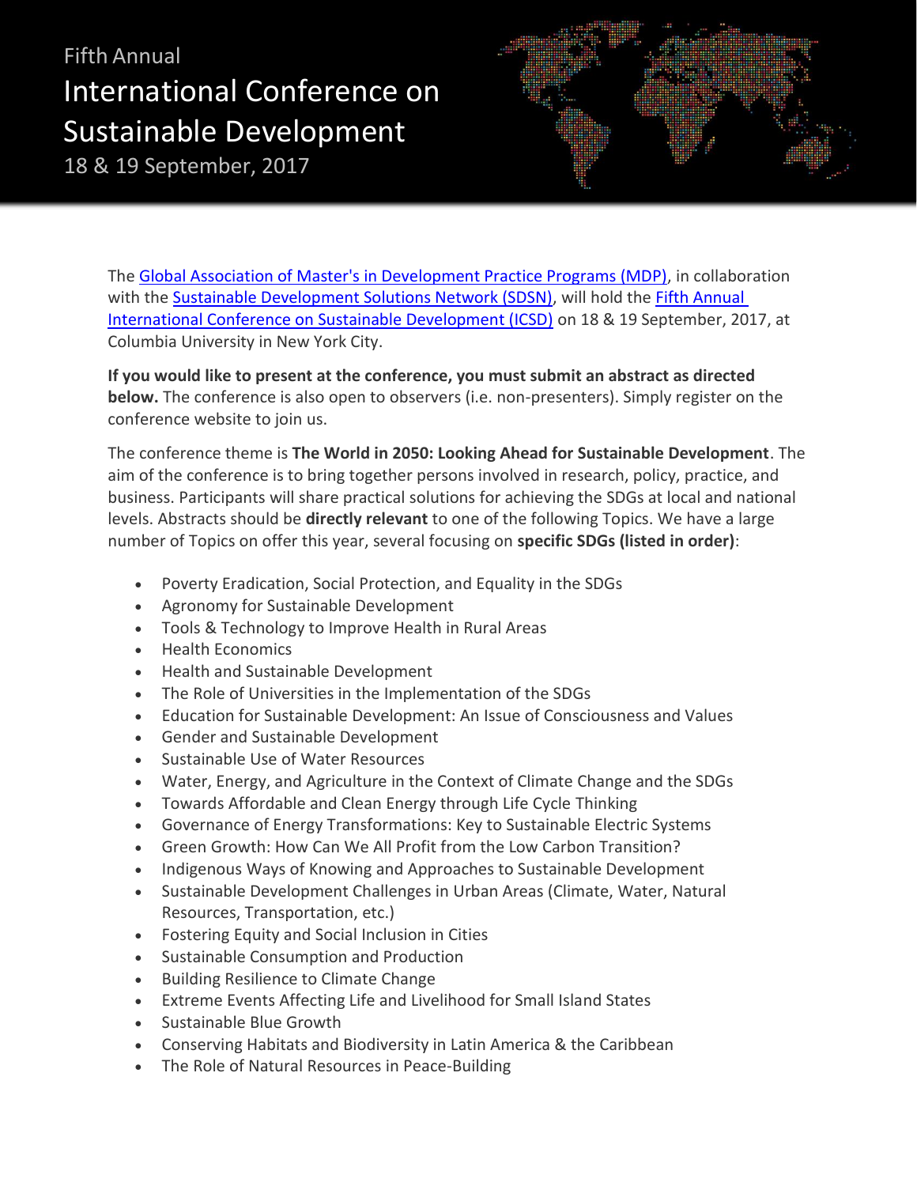Fifth Annual

# International Conference on Sustainable Development

18 & 19 September, 2017

The Global Association of Master's in Development Practice Programs (MDP), in collaboration with the Sustainable Development Solutions Network (SDSN), will hold the Fifth Annual International Conference on Sustainable Development (ICSD) on 18 & 19 September, 2017, at Columbia University in New York City.

**If you would like to present at the conference, you must submit an abstract as directed below.** The conference is also open to observers (i.e. non-presenters). Simply register on the conference website to join us.

The conference theme is **The World in 2050: Looking Ahead for Sustainable Development**. The aim of the conference is to bring together persons involved in research, policy, practice, and business. Participants will share practical solutions for achieving the SDGs at local and national levels. Abstracts should be **directly relevant** to one of the following Topics. We have a large number of Topics on offer this year, several focusing on **specific SDGs (listed in order)**:

- Poverty Eradication, Social Protection, and Equality in the SDGs
- Agronomy for Sustainable Development
- Tools & Technology to Improve Health in Rural Areas
- Health Economics
- Health and Sustainable Development
- The Role of Universities in the Implementation of the SDGs
- Education for Sustainable Development: An Issue of Consciousness and Values
- Gender and Sustainable Development
- Sustainable Use of Water Resources
- Water, Energy, and Agriculture in the Context of Climate Change and the SDGs
- Towards Affordable and Clean Energy through Life Cycle Thinking
- Governance of Energy Transformations: Key to Sustainable Electric Systems
- Green Growth: How Can We All Profit from the Low Carbon Transition?
- Indigenous Ways of Knowing and Approaches to Sustainable Development
- Sustainable Development Challenges in Urban Areas (Climate, Water, Natural Resources, Transportation, etc.)
- Fostering Equity and Social Inclusion in Cities
- Sustainable Consumption and Production
- Building Resilience to Climate Change
- Extreme Events Affecting Life and Livelihood for Small Island States
- Sustainable Blue Growth
- Conserving Habitats and Biodiversity in Latin America & the Caribbean
- The Role of Natural Resources in Peace-Building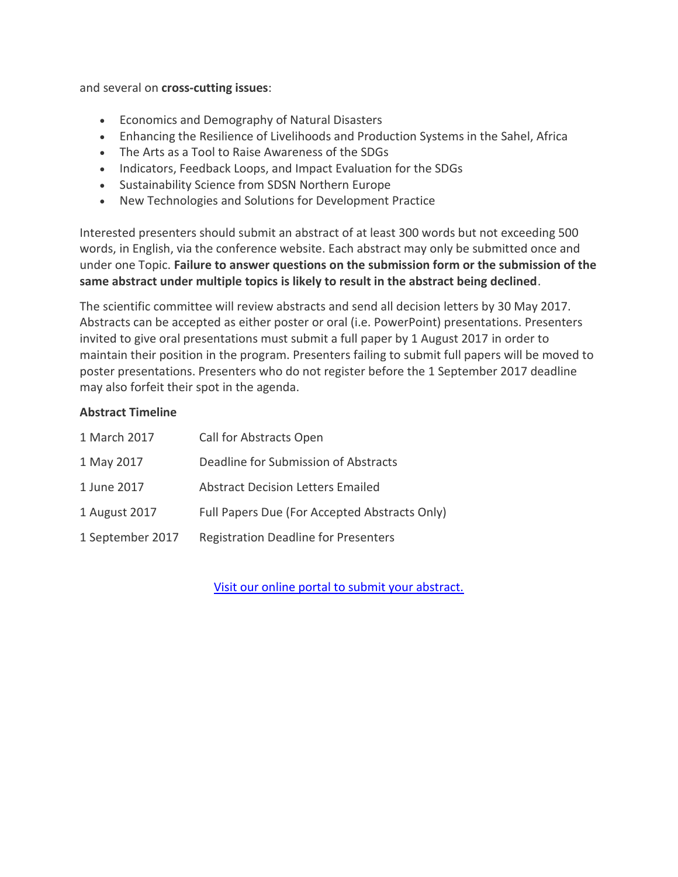and several on **cross-cutting issues**:

- Economics and Demography of Natural Disasters
- Enhancing the Resilience of Livelihoods and Production Systems in the Sahel, Africa
- The Arts as a Tool to Raise Awareness of the SDGs
- Indicators, Feedback Loops, and Impact Evaluation for the SDGs
- Sustainability Science from SDSN Northern Europe
- New Technologies and Solutions for Development Practice

Interested presenters should submit an abstract of at least 300 words but not exceeding 500 words, in English, via the conference website. Each abstract may only be submitted once and under one Topic. **Failure to answer questions on the submission form or the submission of the same abstract under multiple topics is likely to result in the abstract being declined**.

The scientific committee will review abstracts and send all decision letters by 30 May 2017. Abstracts can be accepted as either poster or oral (i.e. PowerPoint) presentations. Presenters invited to give oral presentations must submit a full paper by 1 August 2017 in order to maintain their position in the program. Presenters failing to submit full papers will be moved to poster presentations. Presenters who do not register before the 1 September 2017 deadline may also forfeit their spot in the agenda.

**Abstract Timeline**

| | |
|---|---|
| 1 March 2017 | Call for Abstracts Open |
| 1 May 2017 | Deadline for Submission of Abstracts |
| 1 June 2017 | Abstract Decision Letters Emailed |
| 1 August 2017 | Full Papers Due (For Accepted Abstracts Only) |
| 1 September 2017 | Registration Deadline for Presenters |

Visit our online portal to submit your abstract.